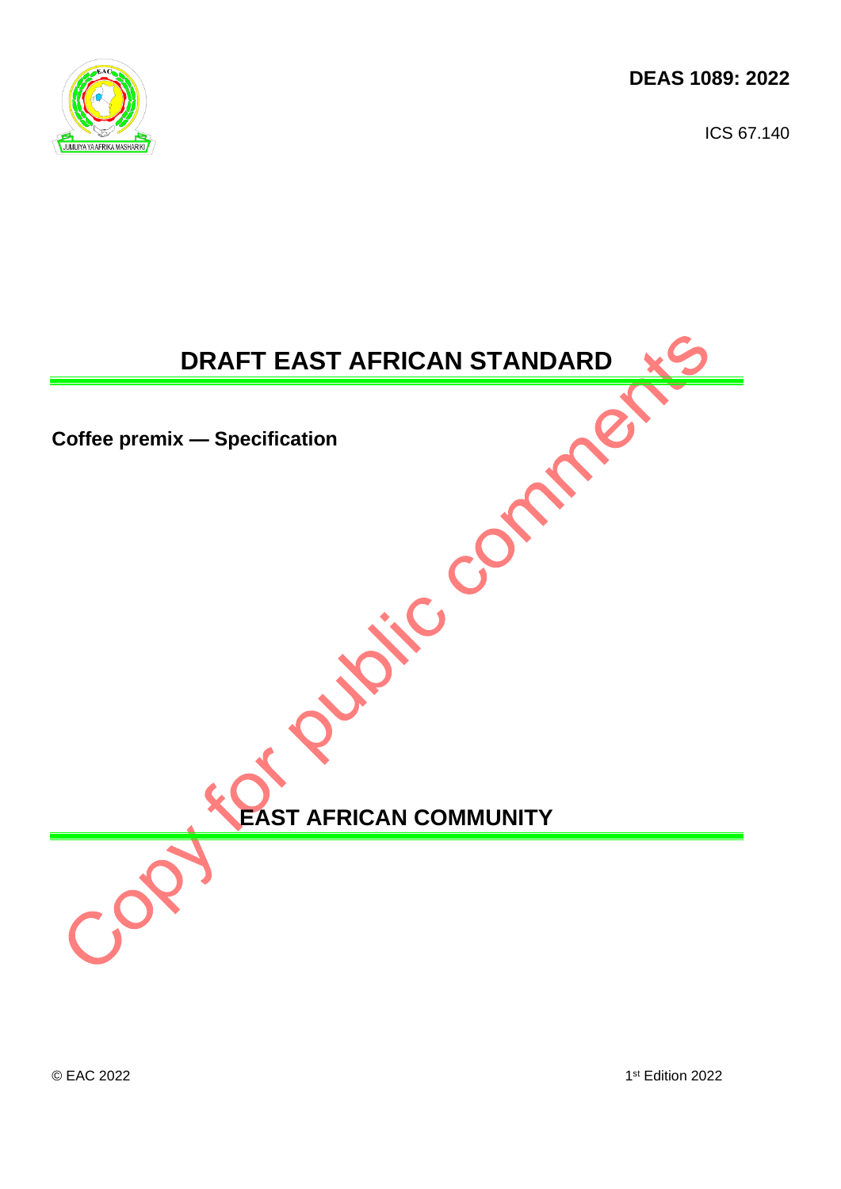**DEAS 1089: 2022**

ICS 67.140

# DRAFT EAST AFRICAN STANDARD

**Coffee premix — Specification**

Copy for public comments

**EAST AFRICAN COMMUNITY**

© EAC 2022

1st Edition 2022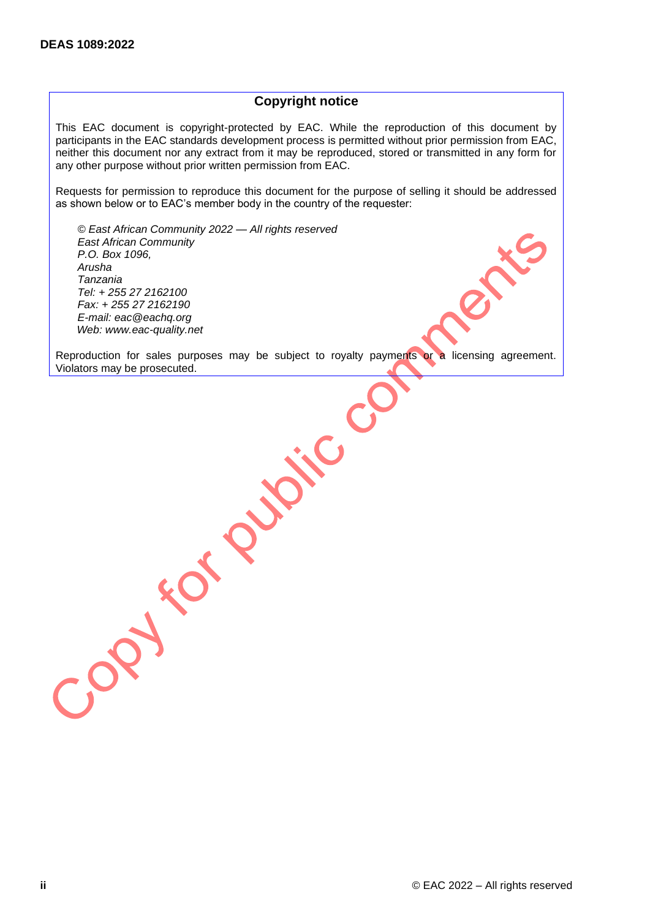## Copyright notice

This EAC document is copyright-protected by EAC. While the reproduction of this document by participants in the EAC standards development process is permitted without prior permission from EAC, neither this document nor any extract from it may be reproduced, stored or transmitted in any form for any other purpose without prior written permission from EAC.

Requests for permission to reproduce this document for the purpose of selling it should be addressed as shown below or to EAC's member body in the country of the requester:

*© East African Community 2022 — All rights reserved*
*East African Community*
*P.O. Box 1096,*
*Arusha*
*Tanzania*
*Tel: + 255 27 2162100*
*Fax: + 255 27 2162190*
*E-mail: eac@eachq.org*
*Web: www.eac-quality.net*

Reproduction for sales purposes may be subject to royalty payments or a licensing agreement. Violators may be prosecuted.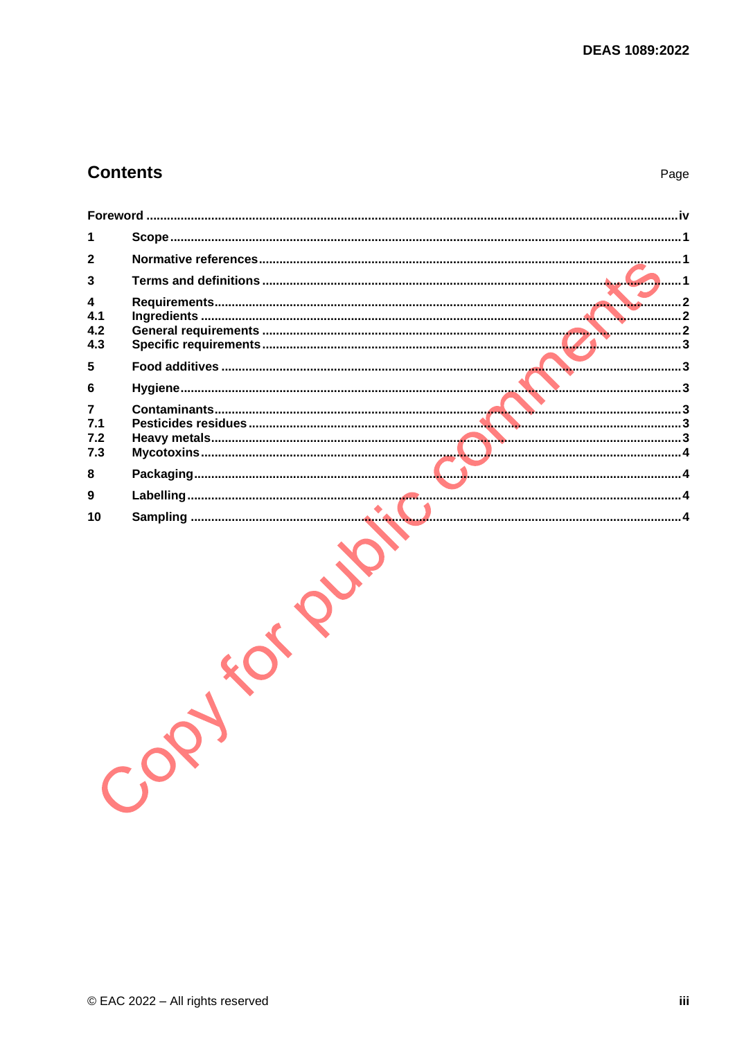## Contents

Page

Foreword ........................................................................................................................................iv

1 Scope ........................................................................................................................................1

2 Normative references .................................................................................................................1

3 Terms and definitions .................................................................................................................1

4 Requirements .............................................................................................................................2
4.1 Ingredients ...............................................................................................................................2
4.2 General requirements ..............................................................................................................2
4.3 Specific requirements ..............................................................................................................3

5 Food additives ............................................................................................................................3

6 Hygiene .......................................................................................................................................3

7 Contaminants ..............................................................................................................................3
7.1 Pesticides residues ..................................................................................................................3
7.2 Heavy metals ...........................................................................................................................3
7.3 Mycotoxins ..............................................................................................................................4

8 Packaging ...................................................................................................................................4

9 Labelling .....................................................................................................................................4

10 Sampling ...................................................................................................................................4

Copy for public comments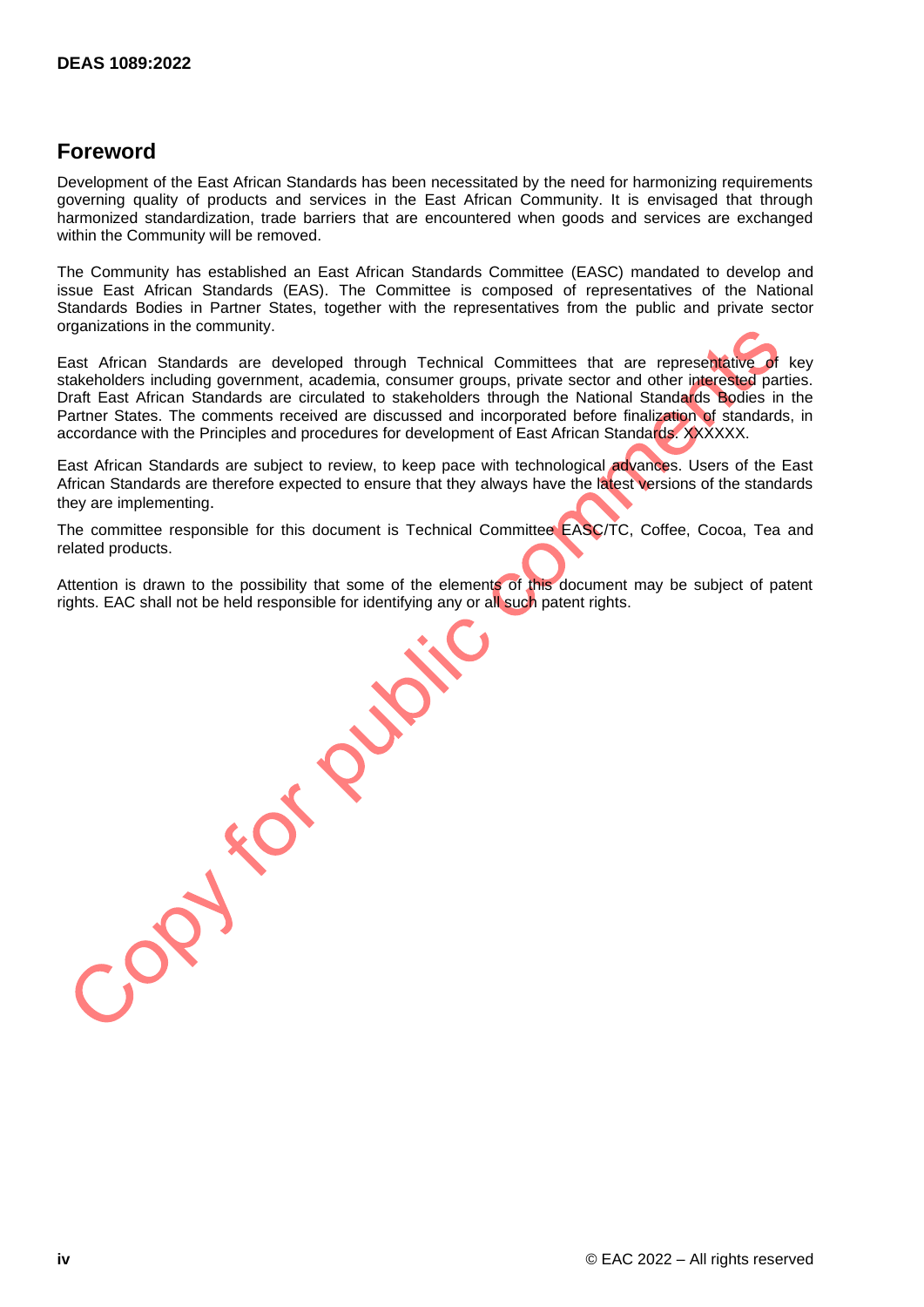## Foreword

Development of the East African Standards has been necessitated by the need for harmonizing requirements governing quality of products and services in the East African Community. It is envisaged that through harmonized standardization, trade barriers that are encountered when goods and services are exchanged within the Community will be removed.

The Community has established an East African Standards Committee (EASC) mandated to develop and issue East African Standards (EAS). The Committee is composed of representatives of the National Standards Bodies in Partner States, together with the representatives from the public and private sector organizations in the community.

East African Standards are developed through Technical Committees that are representative of key stakeholders including government, academia, consumer groups, private sector and other interested parties. Draft East African Standards are circulated to stakeholders through the National Standards Bodies in the Partner States. The comments received are discussed and incorporated before finalization of standards, in accordance with the Principles and procedures for development of East African Standards. XXXXXX.

East African Standards are subject to review, to keep pace with technological advances. Users of the East African Standards are therefore expected to ensure that they always have the latest versions of the standards they are implementing.

The committee responsible for this document is Technical Committee EASC/TC, Coffee, Cocoa, Tea and related products.

Attention is drawn to the possibility that some of the elements of this document may be subject of patent rights. EAC shall not be held responsible for identifying any or all such patent rights.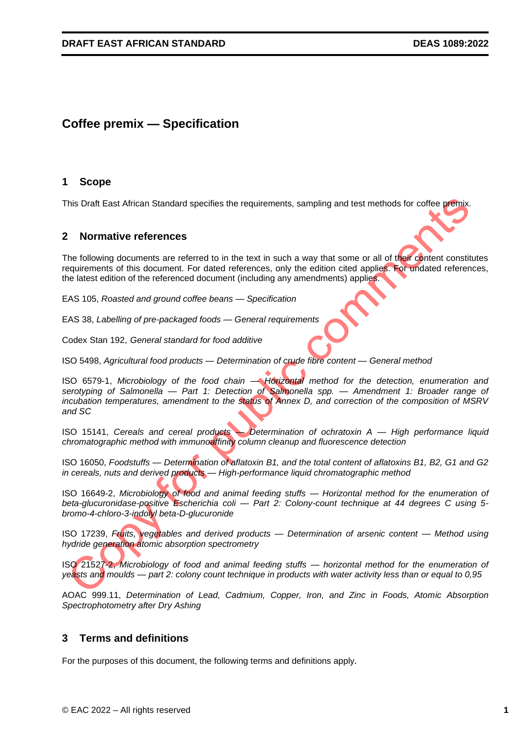# Coffee premix — Specification

## 1 Scope

This Draft East African Standard specifies the requirements, sampling and test methods for coffee premix.

## 2 Normative references

The following documents are referred to in the text in such a way that some or all of their content constitutes requirements of this document. For dated references, only the edition cited applies. For undated references, the latest edition of the referenced document (including any amendments) applies.

EAS 105, *Roasted and ground coffee beans — Specification*

EAS 38, *Labelling of pre-packaged foods — General requirements*

Codex Stan 192, *General standard for food additive*

ISO 5498, *Agricultural food products — Determination of crude fibre content — General method*

ISO 6579-1, *Microbiology of the food chain — Horizontal method for the detection, enumeration and serotyping of Salmonella — Part 1: Detection of Salmonella spp. — Amendment 1: Broader range of incubation temperatures, amendment to the status of Annex D, and correction of the composition of MSRV and SC*

ISO 15141, *Cereals and cereal products — Determination of ochratoxin A — High performance liquid chromatographic method with immunoaffinity column cleanup and fluorescence detection*

ISO 16050, *Foodstuffs — Determination of aflatoxin B1, and the total content of aflatoxins B1, B2, G1 and G2 in cereals, nuts and derived products — High-performance liquid chromatographic method*

ISO 16649-2, *Microbiology of food and animal feeding stuffs — Horizontal method for the enumeration of beta-glucuronidase-positive Escherichia coli — Part 2: Colony-count technique at 44 degrees C using 5-bromo-4-chloro-3-indolyl beta-D-glucuronide*

ISO 17239, *Fruits, vegetables and derived products — Determination of arsenic content — Method using hydride generation atomic absorption spectrometry*

ISO 21527-2, *Microbiology of food and animal feeding stuffs — horizontal method for the enumeration of yeasts and moulds — part 2: colony count technique in products with water activity less than or equal to 0,95*

AOAC 999.11, *Determination of Lead, Cadmium, Copper, Iron, and Zinc in Foods, Atomic Absorption Spectrophotometry after Dry Ashing*

## 3 Terms and definitions

For the purposes of this document, the following terms and definitions apply.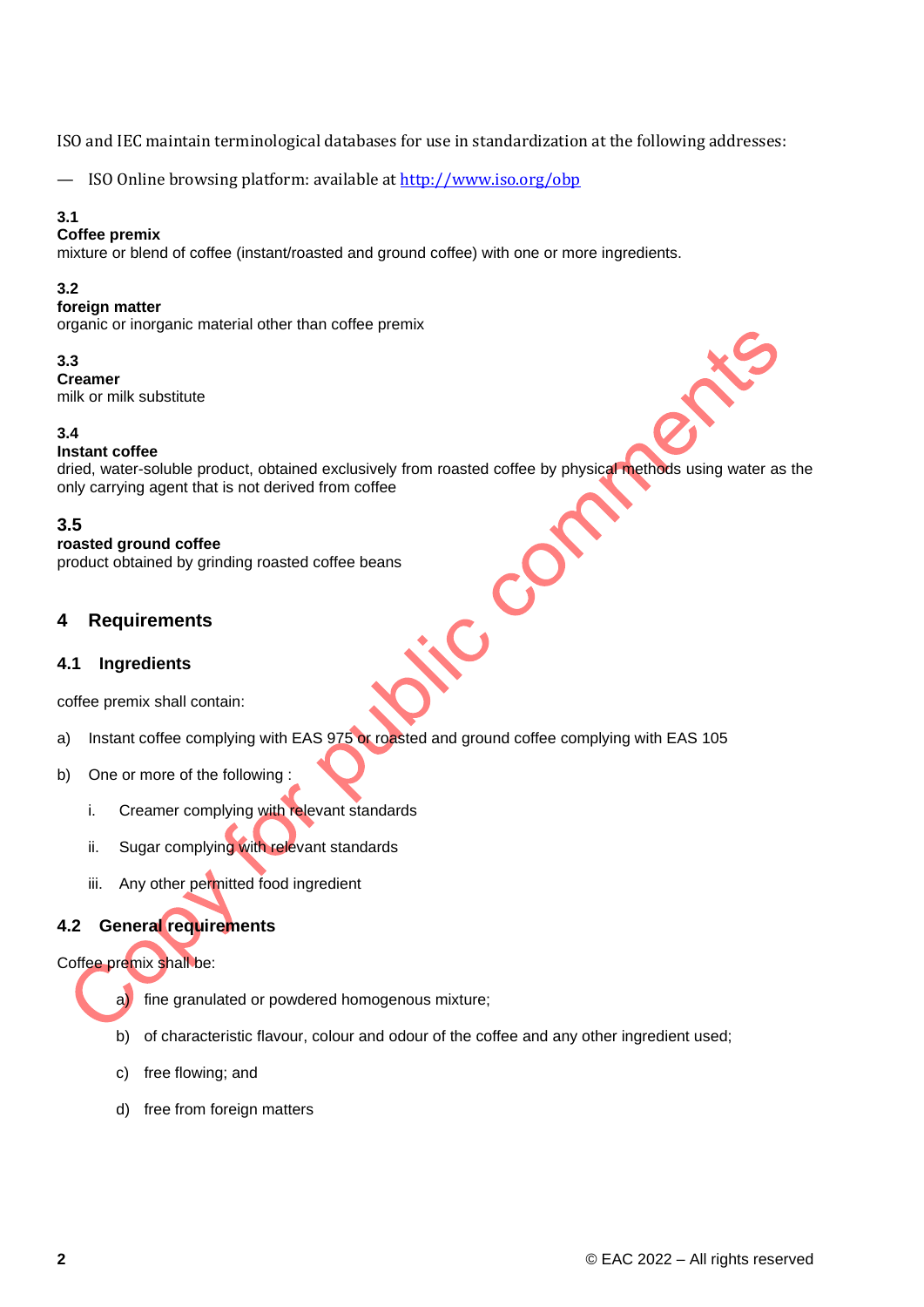ISO and IEC maintain terminological databases for use in standardization at the following addresses:

— ISO Online browsing platform: available at http://www.iso.org/obp

**3.1**
**Coffee premix**
mixture or blend of coffee (instant/roasted and ground coffee) with one or more ingredients.

**3.2**
**foreign matter**
organic or inorganic material other than coffee premix

**3.3**
**Creamer**
milk or milk substitute

**3.4**
**Instant coffee**
dried, water-soluble product, obtained exclusively from roasted coffee by physical methods using water as the only carrying agent that is not derived from coffee

**3.5**
**roasted ground coffee**
product obtained by grinding roasted coffee beans

# 4 Requirements

## 4.1 Ingredients

coffee premix shall contain:

a) Instant coffee complying with EAS 975 or roasted and ground coffee complying with EAS 105

b) One or more of the following :

   i. Creamer complying with relevant standards

   ii. Sugar complying with relevant standards

   iii. Any other permitted food ingredient

## 4.2 General requirements

Coffee premix shall be:

a) fine granulated or powdered homogenous mixture;

b) of characteristic flavour, colour and odour of the coffee and any other ingredient used;

c) free flowing; and

d) free from foreign matters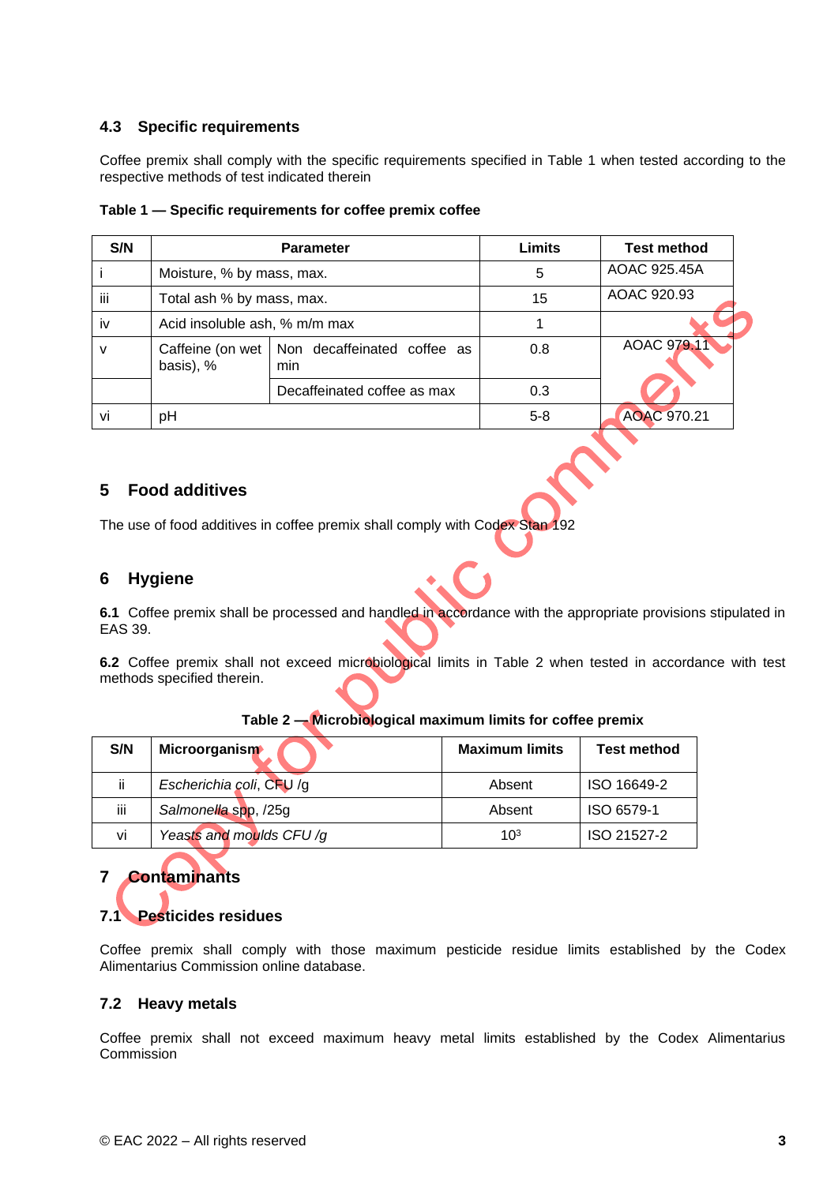### 4.3 Specific requirements

Coffee premix shall comply with the specific requirements specified in Table 1 when tested according to the respective methods of test indicated therein

**Table 1 — Specific requirements for coffee premix coffee**

| S/N | Parameter | | Limits | Test method |
|---|---|---|---|---|
| i | Moisture, % by mass, max. | | 5 | AOAC 925.45A |
| iii | Total ash % by mass, max. | | 15 | AOAC 920.93 |
| iv | Acid insoluble ash, % m/m max | | 1 | |
| v | Caffeine (on wet basis), % | Non decaffeinated coffee as min | 0.8 | AOAC 979.11 |
| | | Decaffeinated coffee as max | 0.3 | |
| vi | pH | | 5-8 | AOAC 970.21 |

## 5 Food additives

The use of food additives in coffee premix shall comply with Codex Stan 192

## 6 Hygiene

**6.1** Coffee premix shall be processed and handled in accordance with the appropriate provisions stipulated in EAS 39.

**6.2** Coffee premix shall not exceed microbiological limits in Table 2 when tested in accordance with test methods specified therein.

**Table 2 — Microbiological maximum limits for coffee premix**

| S/N | Microorganism | Maximum limits | Test method |
|---|---|---|---|
| ii | *Escherichia coli*, CFU /g | Absent | ISO 16649-2 |
| iii | *Salmonella* spp, /25g | Absent | ISO 6579-1 |
| vi | *Yeasts and moulds CFU /g* | $10^3$ | ISO 21527-2 |

## 7 Contaminants

### 7.1 Pesticides residues

Coffee premix shall comply with those maximum pesticide residue limits established by the Codex Alimentarius Commission online database.

### 7.2 Heavy metals

Coffee premix shall not exceed maximum heavy metal limits established by the Codex Alimentarius Commission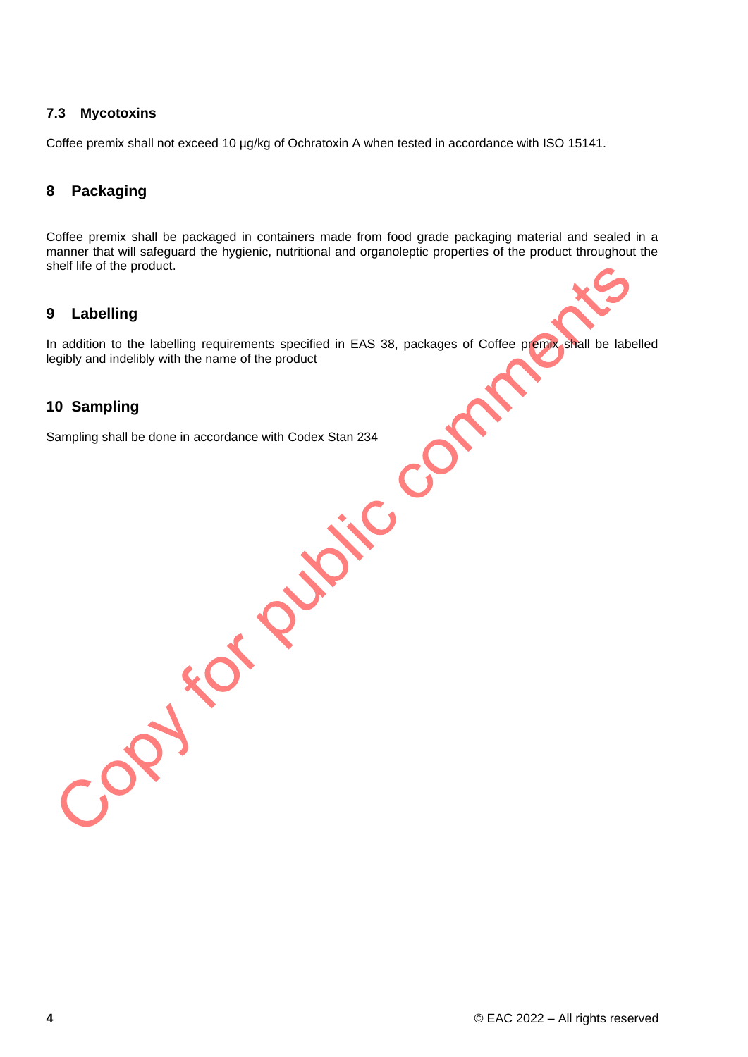### 7.3 Mycotoxins

Coffee premix shall not exceed 10 µg/kg of Ochratoxin A when tested in accordance with ISO 15141.

## 8 Packaging

Coffee premix shall be packaged in containers made from food grade packaging material and sealed in a manner that will safeguard the hygienic, nutritional and organoleptic properties of the product throughout the shelf life of the product.

## 9 Labelling

In addition to the labelling requirements specified in EAS 38, packages of Coffee premix shall be labelled legibly and indelibly with the name of the product

## 10 Sampling

Sampling shall be done in accordance with Codex Stan 234

© EAC 2022 – All rights reserved